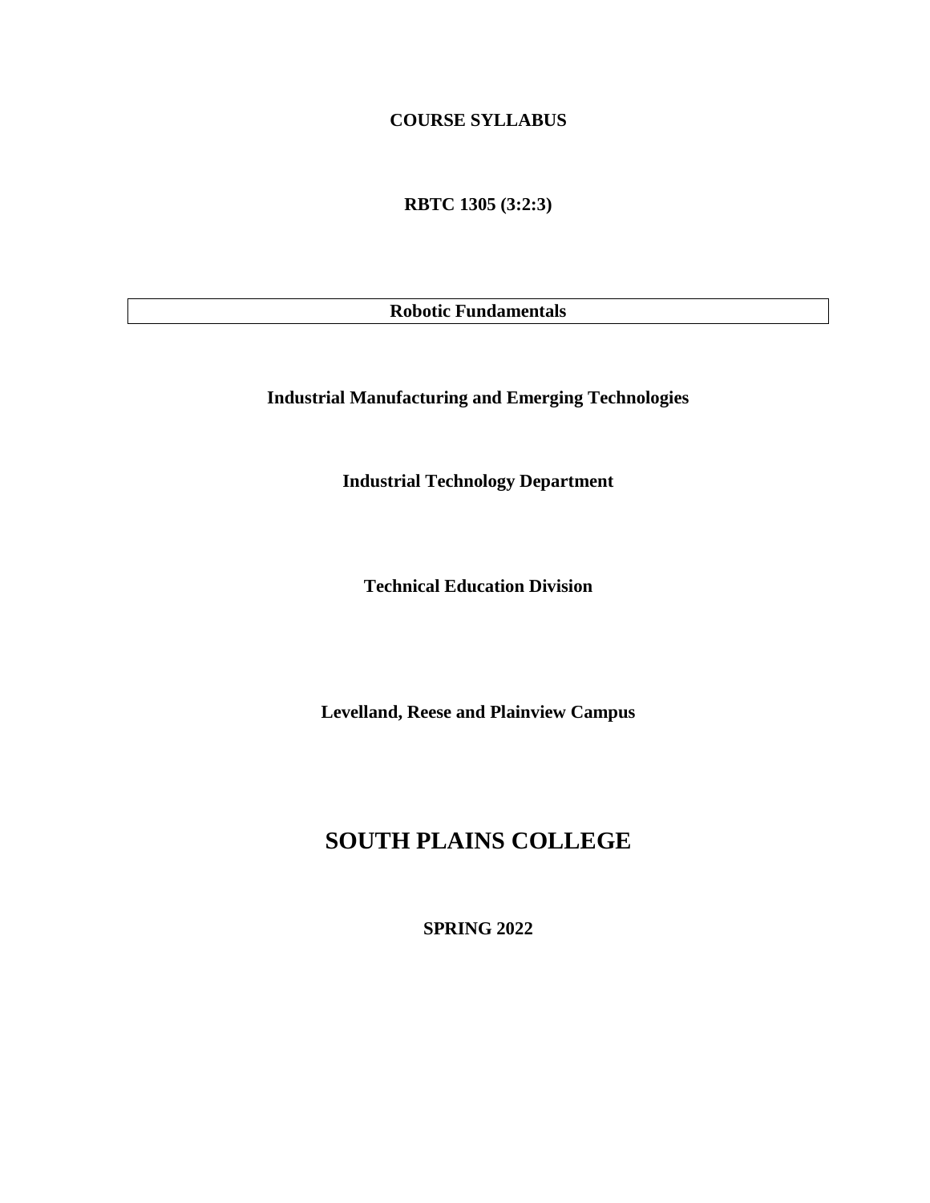**COURSE SYLLABUS**

**RBTC 1305 (3:2:3)**

| **Robotic Fundamentals** |
|---|

**Industrial Manufacturing and Emerging Technologies**

**Industrial Technology Department**

**Technical Education Division**

**Levelland, Reese and Plainview Campus**

# SOUTH PLAINS COLLEGE

**SPRING 2022**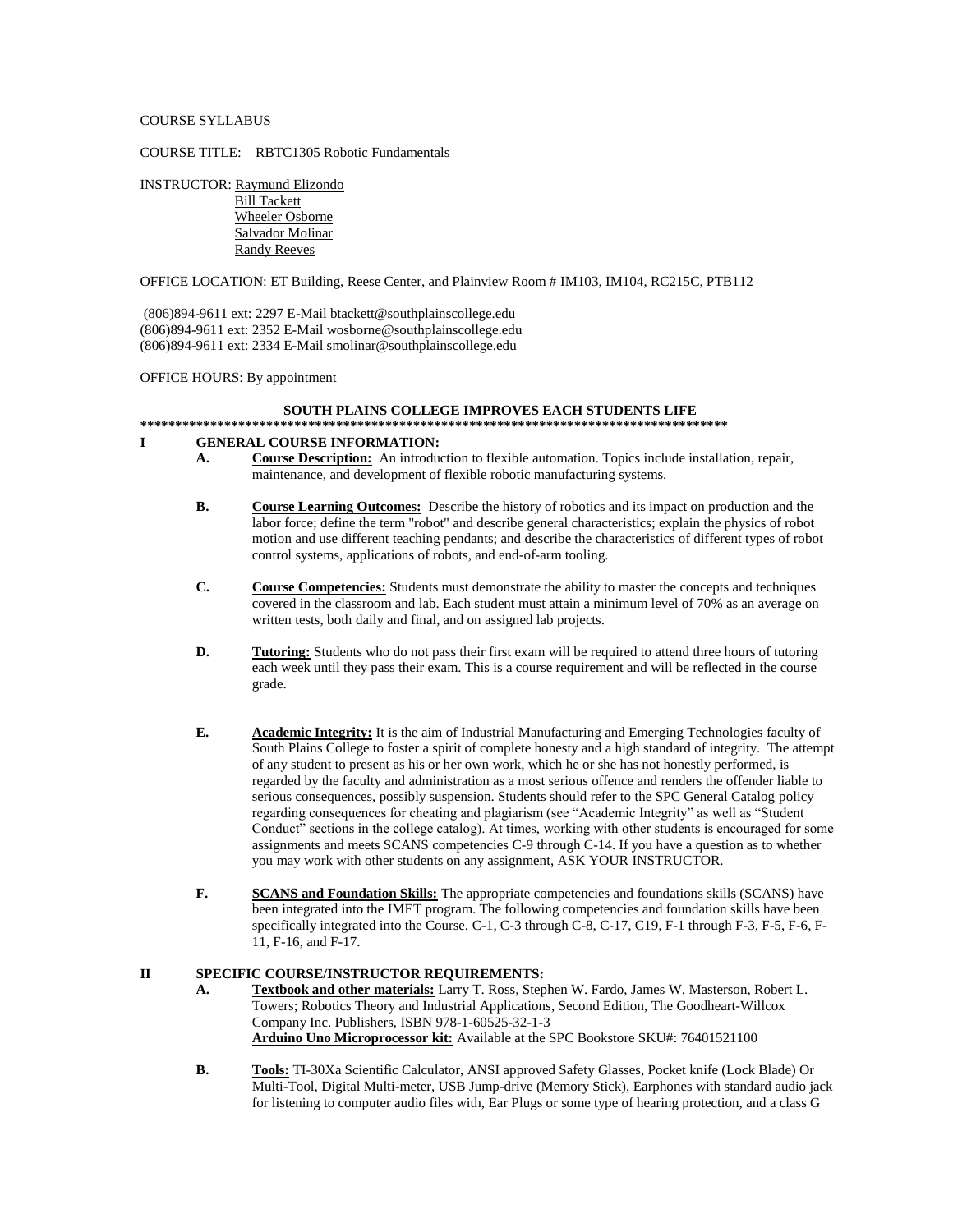COURSE SYLLABUS

COURSE TITLE: <u>RBTC1305 Robotic Fundamentals</u>

INSTRUCTOR: <u>Raymund Elizondo</u>
<u>Bill Tackett</u>
<u>Wheeler Osborne</u>
<u>Salvador Molinar</u>
<u>Randy Reeves</u>

OFFICE LOCATION: ET Building, Reese Center, and Plainview Room # IM103, IM104, RC215C, PTB112

(806)894-9611 ext: 2297 E-Mail btackett@southplainscollege.edu
(806)894-9611 ext: 2352 E-Mail wosborne@southplainscollege.edu
(806)894-9611 ext: 2334 E-Mail smolinar@southplainscollege.edu

OFFICE HOURS: By appointment

**SOUTH PLAINS COLLEGE IMPROVES EACH STUDENTS LIFE**

**************************************************************************************

## I GENERAL COURSE INFORMATION:

**A. <u>Course Description:</u>** An introduction to flexible automation. Topics include installation, repair, maintenance, and development of flexible robotic manufacturing systems.

**B. <u>Course Learning Outcomes:</u>** Describe the history of robotics and its impact on production and the labor force; define the term "robot" and describe general characteristics; explain the physics of robot motion and use different teaching pendants; and describe the characteristics of different types of robot control systems, applications of robots, and end-of-arm tooling.

**C. <u>Course Competencies:</u>** Students must demonstrate the ability to master the concepts and techniques covered in the classroom and lab. Each student must attain a minimum level of 70% as an average on written tests, both daily and final, and on assigned lab projects.

**D. <u>Tutoring:</u>** Students who do not pass their first exam will be required to attend three hours of tutoring each week until they pass their exam. This is a course requirement and will be reflected in the course grade.

**E. <u>Academic Integrity:</u>** It is the aim of Industrial Manufacturing and Emerging Technologies faculty of South Plains College to foster a spirit of complete honesty and a high standard of integrity. The attempt of any student to present as his or her own work, which he or she has not honestly performed, is regarded by the faculty and administration as a most serious offence and renders the offender liable to serious consequences, possibly suspension. Students should refer to the SPC General Catalog policy regarding consequences for cheating and plagiarism (see "Academic Integrity" as well as "Student Conduct" sections in the college catalog). At times, working with other students is encouraged for some assignments and meets SCANS competencies C-9 through C-14. If you have a question as to whether you may work with other students on any assignment, ASK YOUR INSTRUCTOR.

**F. <u>SCANS and Foundation Skills:</u>** The appropriate competencies and foundations skills (SCANS) have been integrated into the IMET program. The following competencies and foundation skills have been specifically integrated into the Course. C-1, C-3 through C-8, C-17, C19, F-1 through F-3, F-5, F-6, F-11, F-16, and F-17.

## II SPECIFIC COURSE/INSTRUCTOR REQUIREMENTS:

**A. <u>Textbook and other materials:</u>** Larry T. Ross, Stephen W. Fardo, James W. Masterson, Robert L. Towers; Robotics Theory and Industrial Applications, Second Edition, The Goodheart-Willcox Company Inc. Publishers, ISBN 978-1-60525-32-1-3
**<u>Arduino Uno Microprocessor kit:</u>** Available at the SPC Bookstore SKU#: 76401521100

**B. <u>Tools:</u>** TI-30Xa Scientific Calculator, ANSI approved Safety Glasses, Pocket knife (Lock Blade) Or Multi-Tool, Digital Multi-meter, USB Jump-drive (Memory Stick), Earphones with standard audio jack for listening to computer audio files with, Ear Plugs or some type of hearing protection, and a class G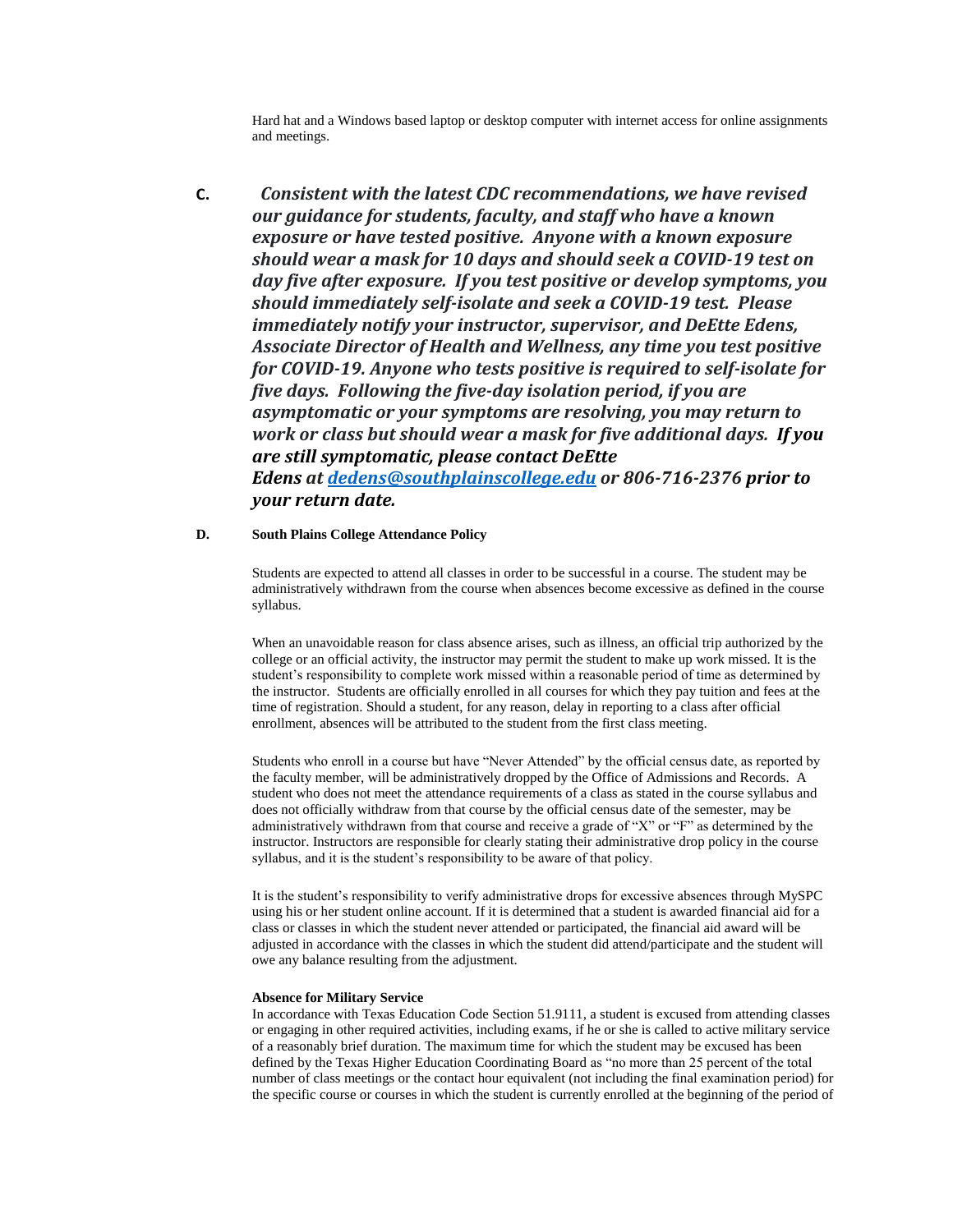Hard hat and a Windows based laptop or desktop computer with internet access for online assignments and meetings.

**C.** ***Consistent with the latest CDC recommendations, we have revised our guidance for students, faculty, and staff who have a known exposure or have tested positive. Anyone with a known exposure should wear a mask for 10 days and should seek a COVID-19 test on day five after exposure. If you test positive or develop symptoms, you should immediately self-isolate and seek a COVID-19 test. Please immediately notify your instructor, supervisor, and DeEtte Edens, Associate Director of Health and Wellness, any time you test positive for COVID-19. Anyone who tests positive is required to self-isolate for five days. Following the five-day isolation period, if you are asymptomatic or your symptoms are resolving, you may return to work or class but should wear a mask for five additional days. If you are still symptomatic, please contact DeEtte Edens at [dedens@southplainscollege.edu](mailto:dedens@southplainscollege.edu) or 806-716-2376 prior to your return date.***

**D. South Plains College Attendance Policy**

Students are expected to attend all classes in order to be successful in a course. The student may be administratively withdrawn from the course when absences become excessive as defined in the course syllabus.

When an unavoidable reason for class absence arises, such as illness, an official trip authorized by the college or an official activity, the instructor may permit the student to make up work missed. It is the student's responsibility to complete work missed within a reasonable period of time as determined by the instructor. Students are officially enrolled in all courses for which they pay tuition and fees at the time of registration. Should a student, for any reason, delay in reporting to a class after official enrollment, absences will be attributed to the student from the first class meeting.

Students who enroll in a course but have "Never Attended" by the official census date, as reported by the faculty member, will be administratively dropped by the Office of Admissions and Records. A student who does not meet the attendance requirements of a class as stated in the course syllabus and does not officially withdraw from that course by the official census date of the semester, may be administratively withdrawn from that course and receive a grade of "X" or "F" as determined by the instructor. Instructors are responsible for clearly stating their administrative drop policy in the course syllabus, and it is the student's responsibility to be aware of that policy.

It is the student's responsibility to verify administrative drops for excessive absences through MySPC using his or her student online account. If it is determined that a student is awarded financial aid for a class or classes in which the student never attended or participated, the financial aid award will be adjusted in accordance with the classes in which the student did attend/participate and the student will owe any balance resulting from the adjustment.

**Absence for Military Service**

In accordance with Texas Education Code Section 51.9111, a student is excused from attending classes or engaging in other required activities, including exams, if he or she is called to active military service of a reasonably brief duration. The maximum time for which the student may be excused has been defined by the Texas Higher Education Coordinating Board as "no more than 25 percent of the total number of class meetings or the contact hour equivalent (not including the final examination period) for the specific course or courses in which the student is currently enrolled at the beginning of the period of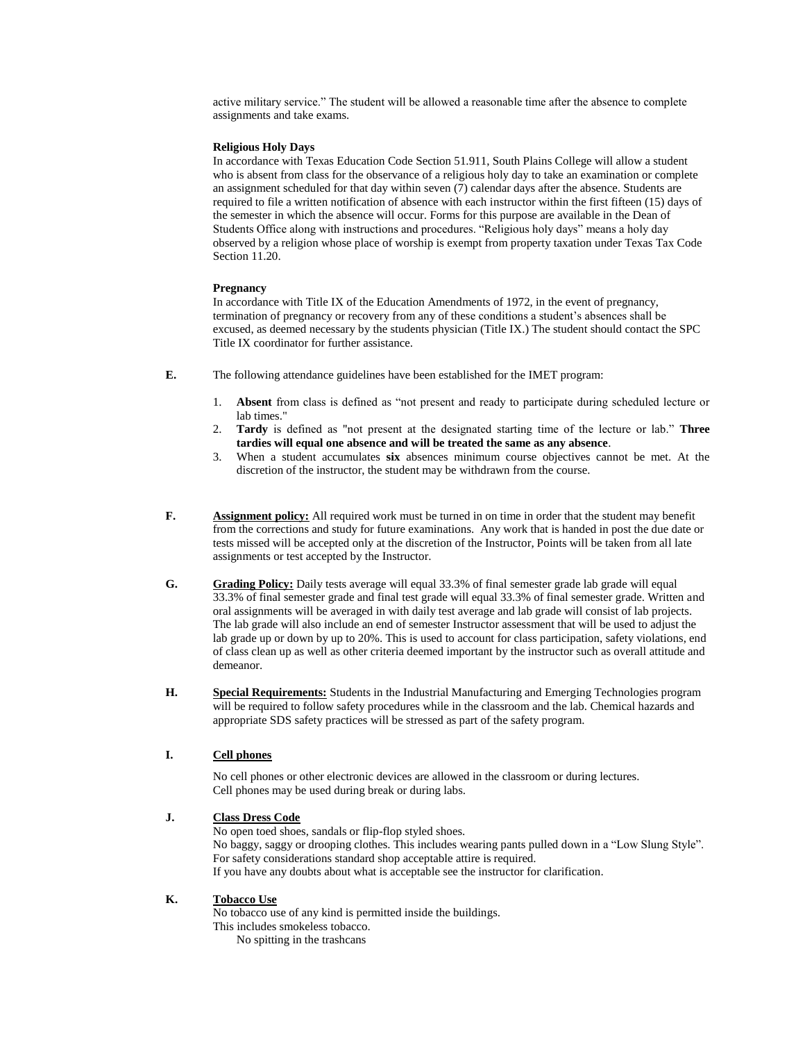active military service." The student will be allowed a reasonable time after the absence to complete assignments and take exams.

**Religious Holy Days**

In accordance with Texas Education Code Section 51.911, South Plains College will allow a student who is absent from class for the observance of a religious holy day to take an examination or complete an assignment scheduled for that day within seven (7) calendar days after the absence. Students are required to file a written notification of absence with each instructor within the first fifteen (15) days of the semester in which the absence will occur. Forms for this purpose are available in the Dean of Students Office along with instructions and procedures. "Religious holy days" means a holy day observed by a religion whose place of worship is exempt from property taxation under Texas Tax Code Section 11.20.

**Pregnancy**

In accordance with Title IX of the Education Amendments of 1972, in the event of pregnancy, termination of pregnancy or recovery from any of these conditions a student's absences shall be excused, as deemed necessary by the students physician (Title IX.) The student should contact the SPC Title IX coordinator for further assistance.

**E.** The following attendance guidelines have been established for the IMET program:

1. **Absent** from class is defined as "not present and ready to participate during scheduled lecture or lab times."
2. **Tardy** is defined as "not present at the designated starting time of the lecture or lab." **Three tardies will equal one absence and will be treated the same as any absence**.
3. When a student accumulates **six** absences minimum course objectives cannot be met. At the discretion of the instructor, the student may be withdrawn from the course.

**F.** **Assignment policy:** All required work must be turned in on time in order that the student may benefit from the corrections and study for future examinations. Any work that is handed in post the due date or tests missed will be accepted only at the discretion of the Instructor, Points will be taken from all late assignments or test accepted by the Instructor.

**G.** **Grading Policy:** Daily tests average will equal 33.3% of final semester grade lab grade will equal 33.3% of final semester grade and final test grade will equal 33.3% of final semester grade. Written and oral assignments will be averaged in with daily test average and lab grade will consist of lab projects. The lab grade will also include an end of semester Instructor assessment that will be used to adjust the lab grade up or down by up to 20%. This is used to account for class participation, safety violations, end of class clean up as well as other criteria deemed important by the instructor such as overall attitude and demeanor.

**H.** **Special Requirements:** Students in the Industrial Manufacturing and Emerging Technologies program will be required to follow safety procedures while in the classroom and the lab. Chemical hazards and appropriate SDS safety practices will be stressed as part of the safety program.

**I.** **Cell phones**

No cell phones or other electronic devices are allowed in the classroom or during lectures.
Cell phones may be used during break or during labs.

**J.** **Class Dress Code**

No open toed shoes, sandals or flip-flop styled shoes.
No baggy, saggy or drooping clothes. This includes wearing pants pulled down in a "Low Slung Style".
For safety considerations standard shop acceptable attire is required.
If you have any doubts about what is acceptable see the instructor for clarification.

**K.** **Tobacco Use**

No tobacco use of any kind is permitted inside the buildings.
This includes smokeless tobacco.
No spitting in the trashcans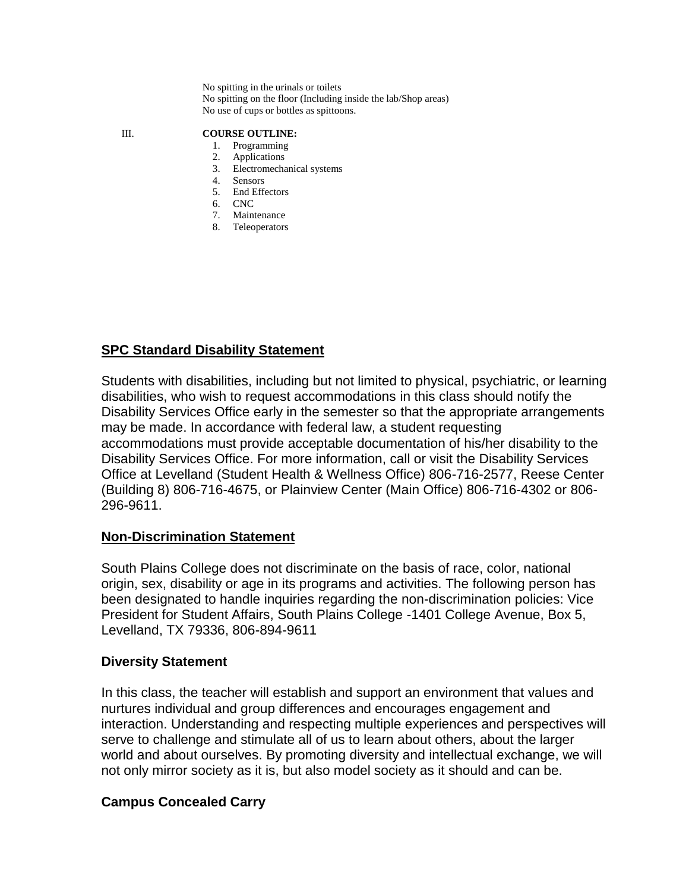No spitting in the urinals or toilets
No spitting on the floor (Including inside the lab/Shop areas)
No use of cups or bottles as spittoons.

III. **COURSE OUTLINE:**

1. Programming
2. Applications
3. Electromechanical systems
4. Sensors
5. End Effectors
6. CNC
7. Maintenance
8. Teleoperators

## SPC Standard Disability Statement

Students with disabilities, including but not limited to physical, psychiatric, or learning disabilities, who wish to request accommodations in this class should notify the Disability Services Office early in the semester so that the appropriate arrangements may be made. In accordance with federal law, a student requesting accommodations must provide acceptable documentation of his/her disability to the Disability Services Office. For more information, call or visit the Disability Services Office at Levelland (Student Health & Wellness Office) 806-716-2577, Reese Center (Building 8) 806-716-4675, or Plainview Center (Main Office) 806-716-4302 or 806-296-9611.

## Non-Discrimination Statement

South Plains College does not discriminate on the basis of race, color, national origin, sex, disability or age in its programs and activities. The following person has been designated to handle inquiries regarding the non-discrimination policies: Vice President for Student Affairs, South Plains College -1401 College Avenue, Box 5, Levelland, TX 79336, 806-894-9611

## Diversity Statement

In this class, the teacher will establish and support an environment that values and nurtures individual and group differences and encourages engagement and interaction. Understanding and respecting multiple experiences and perspectives will serve to challenge and stimulate all of us to learn about others, about the larger world and about ourselves. By promoting diversity and intellectual exchange, we will not only mirror society as it is, but also model society as it should and can be.

## Campus Concealed Carry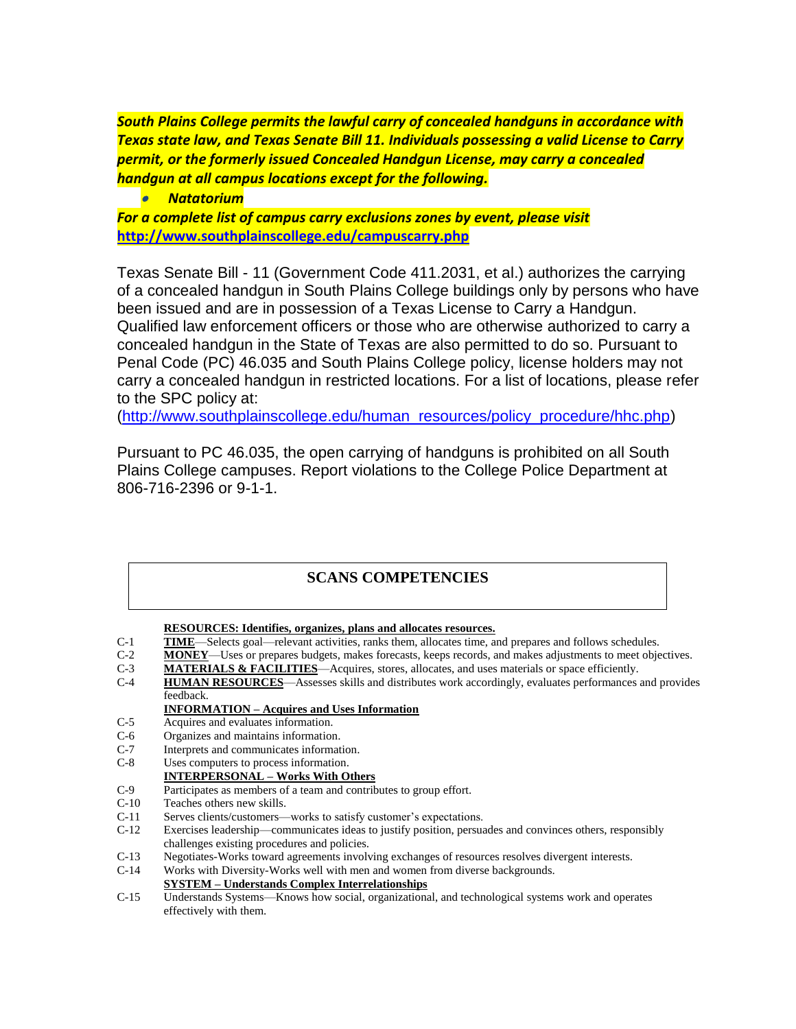***South Plains College permits the lawful carry of concealed handguns in accordance with Texas state law, and Texas Senate Bill 11. Individuals possessing a valid License to Carry permit, or the formerly issued Concealed Handgun License, may carry a concealed handgun at all campus locations except for the following.***

- ***Natatorium***

***For a complete list of campus carry exclusions zones by event, please visit*** **http://www.southplainscollege.edu/campuscarry.php**

Texas Senate Bill - 11 (Government Code 411.2031, et al.) authorizes the carrying of a concealed handgun in South Plains College buildings only by persons who have been issued and are in possession of a Texas License to Carry a Handgun. Qualified law enforcement officers or those who are otherwise authorized to carry a concealed handgun in the State of Texas are also permitted to do so. Pursuant to Penal Code (PC) 46.035 and South Plains College policy, license holders may not carry a concealed handgun in restricted locations. For a list of locations, please refer to the SPC policy at: (http://www.southplainscollege.edu/human_resources/policy_procedure/hhc.php)

Pursuant to PC 46.035, the open carrying of handguns is prohibited on all South Plains College campuses. Report violations to the College Police Department at 806-716-2396 or 9-1-1.

## SCANS COMPETENCIES

**RESOURCES: Identifies, organizes, plans and allocates resources.**

C-1 **TIME**—Selects goal—relevant activities, ranks them, allocates time, and prepares and follows schedules.
C-2 **MONEY**—Uses or prepares budgets, makes forecasts, keeps records, and makes adjustments to meet objectives.
C-3 **MATERIALS & FACILITIES**—Acquires, stores, allocates, and uses materials or space efficiently.
C-4 **HUMAN RESOURCES**—Assesses skills and distributes work accordingly, evaluates performances and provides feedback.

**INFORMATION – Acquires and Uses Information**

C-5 Acquires and evaluates information.
C-6 Organizes and maintains information.
C-7 Interprets and communicates information.
C-8 Uses computers to process information.

**INTERPERSONAL – Works With Others**

C-9 Participates as members of a team and contributes to group effort.
C-10 Teaches others new skills.
C-11 Serves clients/customers—works to satisfy customer's expectations.
C-12 Exercises leadership—communicates ideas to justify position, persuades and convinces others, responsibly challenges existing procedures and policies.
C-13 Negotiates-Works toward agreements involving exchanges of resources resolves divergent interests.
C-14 Works with Diversity-Works well with men and women from diverse backgrounds.

**SYSTEM – Understands Complex Interrelationships**

C-15 Understands Systems—Knows how social, organizational, and technological systems work and operates effectively with them.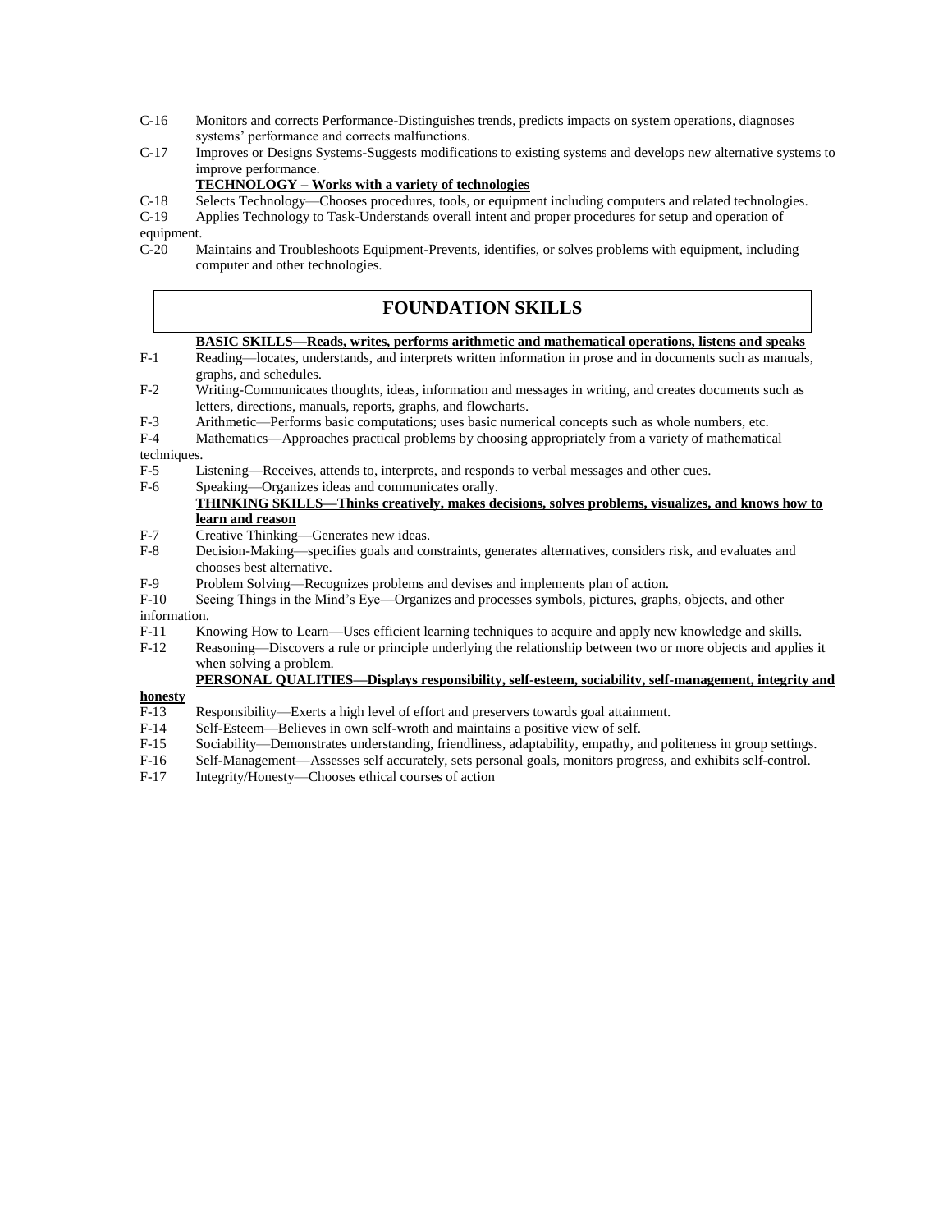C-16 Monitors and corrects Performance-Distinguishes trends, predicts impacts on system operations, diagnoses systems' performance and corrects malfunctions.

C-17 Improves or Designs Systems-Suggests modifications to existing systems and develops new alternative systems to improve performance.

**TECHNOLOGY – Works with a variety of technologies**

C-18 Selects Technology—Chooses procedures, tools, or equipment including computers and related technologies.

C-19 Applies Technology to Task-Understands overall intent and proper procedures for setup and operation of equipment.

C-20 Maintains and Troubleshoots Equipment-Prevents, identifies, or solves problems with equipment, including computer and other technologies.

## FOUNDATION SKILLS

**BASIC SKILLS—Reads, writes, performs arithmetic and mathematical operations, listens and speaks**

F-1 Reading—locates, understands, and interprets written information in prose and in documents such as manuals, graphs, and schedules.

F-2 Writing-Communicates thoughts, ideas, information and messages in writing, and creates documents such as letters, directions, manuals, reports, graphs, and flowcharts.

F-3 Arithmetic—Performs basic computations; uses basic numerical concepts such as whole numbers, etc.

F-4 Mathematics—Approaches practical problems by choosing appropriately from a variety of mathematical techniques.

F-5 Listening—Receives, attends to, interprets, and responds to verbal messages and other cues.

F-6 Speaking—Organizes ideas and communicates orally.

**THINKING SKILLS—Thinks creatively, makes decisions, solves problems, visualizes, and knows how to learn and reason**

F-7 Creative Thinking—Generates new ideas.

F-8 Decision-Making—specifies goals and constraints, generates alternatives, considers risk, and evaluates and chooses best alternative.

F-9 Problem Solving—Recognizes problems and devises and implements plan of action.

F-10 Seeing Things in the Mind's Eye—Organizes and processes symbols, pictures, graphs, objects, and other information.

F-11 Knowing How to Learn—Uses efficient learning techniques to acquire and apply new knowledge and skills.

F-12 Reasoning—Discovers a rule or principle underlying the relationship between two or more objects and applies it when solving a problem.

**PERSONAL QUALITIES—Displays responsibility, self-esteem, sociability, self-management, integrity and honesty**

F-13 Responsibility—Exerts a high level of effort and preservers towards goal attainment.

F-14 Self-Esteem—Believes in own self-wroth and maintains a positive view of self.

F-15 Sociability—Demonstrates understanding, friendliness, adaptability, empathy, and politeness in group settings.

F-16 Self-Management—Assesses self accurately, sets personal goals, monitors progress, and exhibits self-control.

F-17 Integrity/Honesty—Chooses ethical courses of action